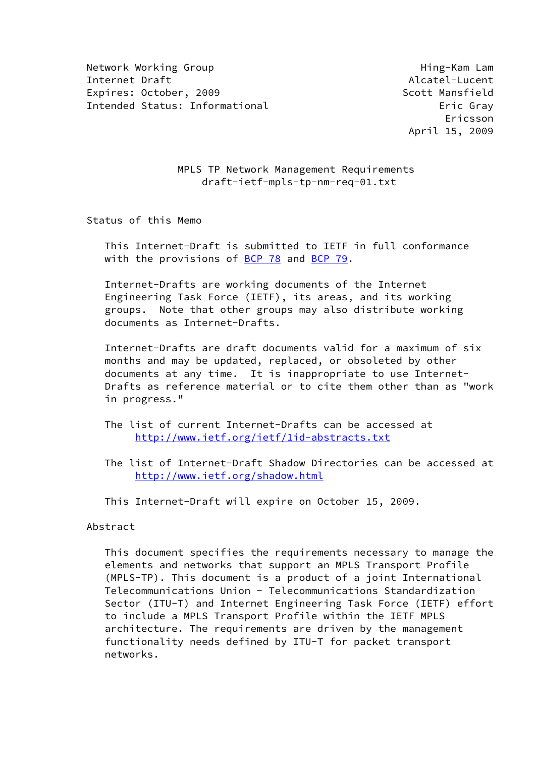Network Working Group Hing-Kam Lam
Internet Draft Alcatel-Lucent
Expires: October, 2009 Scott Mansfield
Intended Status: Informational Eric Gray
Ericsson
April 15, 2009

# MPLS TP Network Management Requirements
draft-ietf-mpls-tp-nm-req-01.txt

## Status of this Memo

This Internet-Draft is submitted to IETF in full conformance with the provisions of BCP 78 and BCP 79.

Internet-Drafts are working documents of the Internet Engineering Task Force (IETF), its areas, and its working groups. Note that other groups may also distribute working documents as Internet-Drafts.

Internet-Drafts are draft documents valid for a maximum of six months and may be updated, replaced, or obsoleted by other documents at any time. It is inappropriate to use Internet-Drafts as reference material or to cite them other than as "work in progress."

The list of current Internet-Drafts can be accessed at
http://www.ietf.org/ietf/1id-abstracts.txt

The list of Internet-Draft Shadow Directories can be accessed at
http://www.ietf.org/shadow.html

This Internet-Draft will expire on October 15, 2009.

## Abstract

This document specifies the requirements necessary to manage the elements and networks that support an MPLS Transport Profile (MPLS-TP). This document is a product of a joint International Telecommunications Union - Telecommunications Standardization Sector (ITU-T) and Internet Engineering Task Force (IETF) effort to include a MPLS Transport Profile within the IETF MPLS architecture. The requirements are driven by the management functionality needs defined by ITU-T for packet transport networks.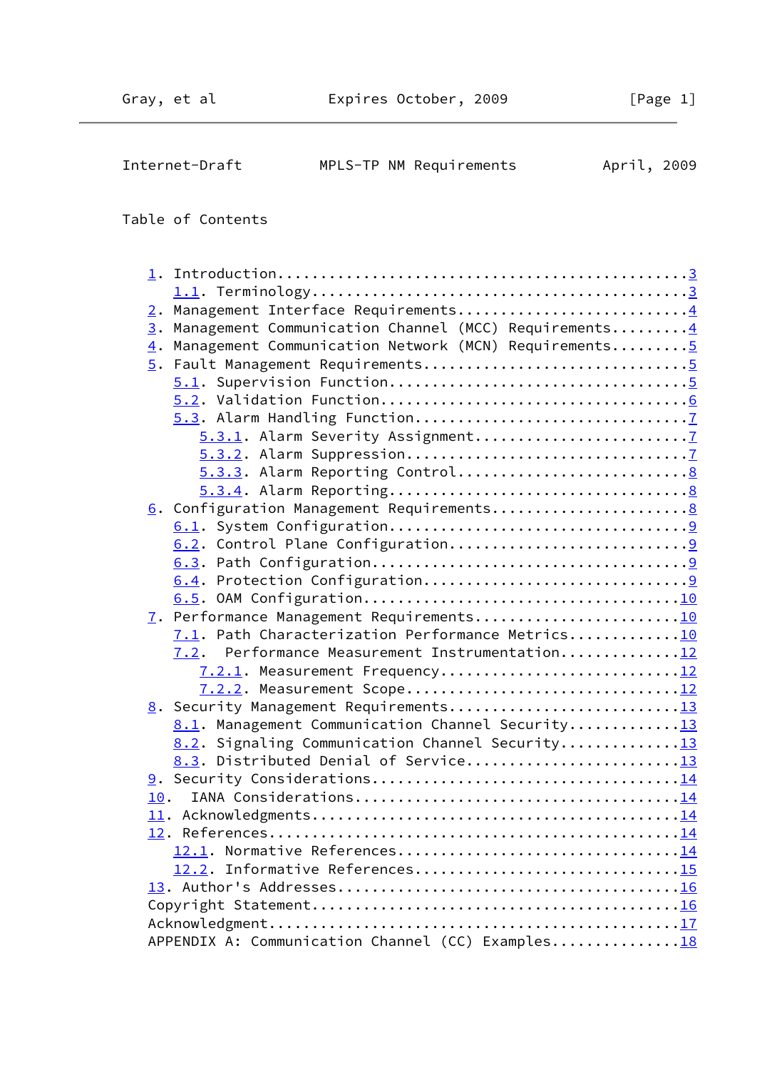Table of Contents

1. Introduction.............................................3
   1.1. Terminology.........................................3
2. Management Interface Requirements........................4
3. Management Communication Channel (MCC) Requirements......4
4. Management Communication Network (MCN) Requirements......5
5. Fault Management Requirements............................5
   5.1. Supervision Function................................5
   5.2. Validation Function.................................6
   5.3. Alarm Handling Function.............................7
      5.3.1. Alarm Severity Assignment......................7
      5.3.2. Alarm Suppression..............................7
      5.3.3. Alarm Reporting Control........................8
      5.3.4. Alarm Reporting................................8
6. Configuration Management Requirements....................8
   6.1. System Configuration................................9
   6.2. Control Plane Configuration.........................9
   6.3. Path Configuration..................................9
   6.4. Protection Configuration............................9
   6.5. OAM Configuration..................................10
7. Performance Management Requirements.....................10
   7.1. Path Characterization Performance Metrics..........10
   7.2.  Performance Measurement Instrumentation...........12
      7.2.1. Measurement Frequency.........................12
      7.2.2. Measurement Scope.............................12
8. Security Management Requirements........................13
   8.1. Management Communication Channel Security..........13
   8.2. Signaling Communication Channel Security...........13
   8.3. Distributed Denial of Service......................13
9. Security Considerations.................................14
10.  IANA Considerations...................................14
11. Acknowledgments........................................14
12. References.............................................14
   12.1. Normative References..............................14
   12.2. Informative References............................15
13. Author's Addresses.....................................16
Copyright Statement........................................16
Acknowledgment.............................................17
APPENDIX A: Communication Channel (CC) Examples............18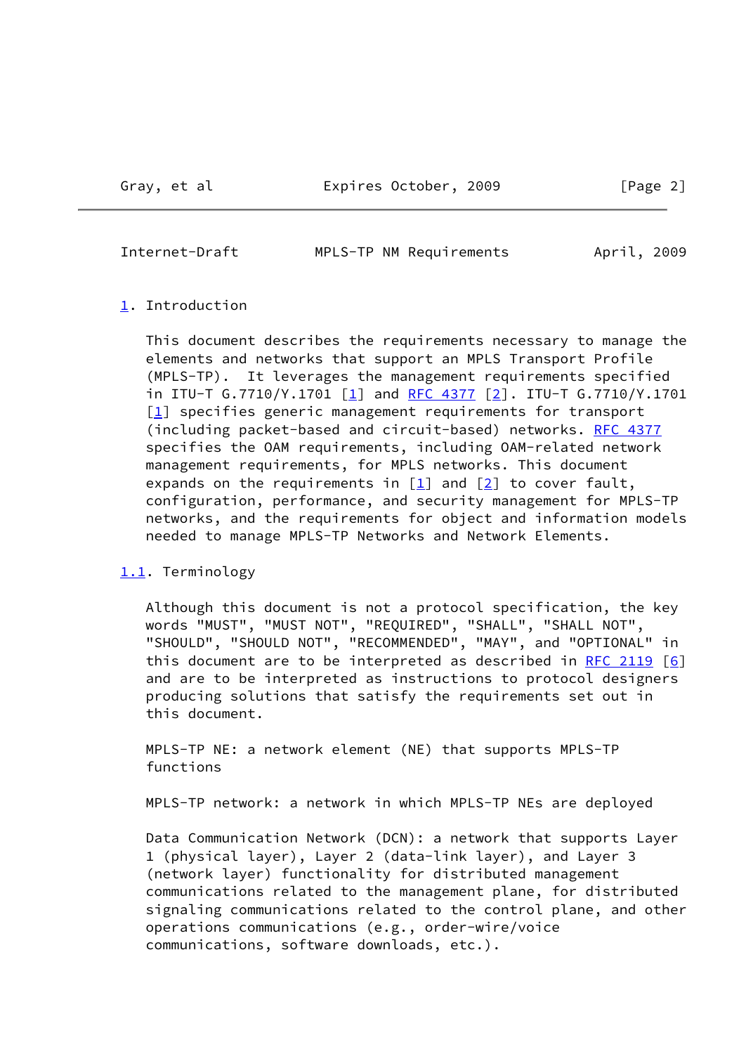# 1. Introduction

This document describes the requirements necessary to manage the elements and networks that support an MPLS Transport Profile (MPLS-TP). It leverages the management requirements specified in ITU-T G.7710/Y.1701 [1] and RFC 4377 [2]. ITU-T G.7710/Y.1701 [1] specifies generic management requirements for transport (including packet-based and circuit-based) networks. RFC 4377 specifies the OAM requirements, including OAM-related network management requirements, for MPLS networks. This document expands on the requirements in [1] and [2] to cover fault, configuration, performance, and security management for MPLS-TP networks, and the requirements for object and information models needed to manage MPLS-TP Networks and Network Elements.

## 1.1. Terminology

Although this document is not a protocol specification, the key words "MUST", "MUST NOT", "REQUIRED", "SHALL", "SHALL NOT", "SHOULD", "SHOULD NOT", "RECOMMENDED", "MAY", and "OPTIONAL" in this document are to be interpreted as described in RFC 2119 [6] and are to be interpreted as instructions to protocol designers producing solutions that satisfy the requirements set out in this document.

MPLS-TP NE: a network element (NE) that supports MPLS-TP functions

MPLS-TP network: a network in which MPLS-TP NEs are deployed

Data Communication Network (DCN): a network that supports Layer 1 (physical layer), Layer 2 (data-link layer), and Layer 3 (network layer) functionality for distributed management communications related to the management plane, for distributed signaling communications related to the control plane, and other operations communications (e.g., order-wire/voice communications, software downloads, etc.).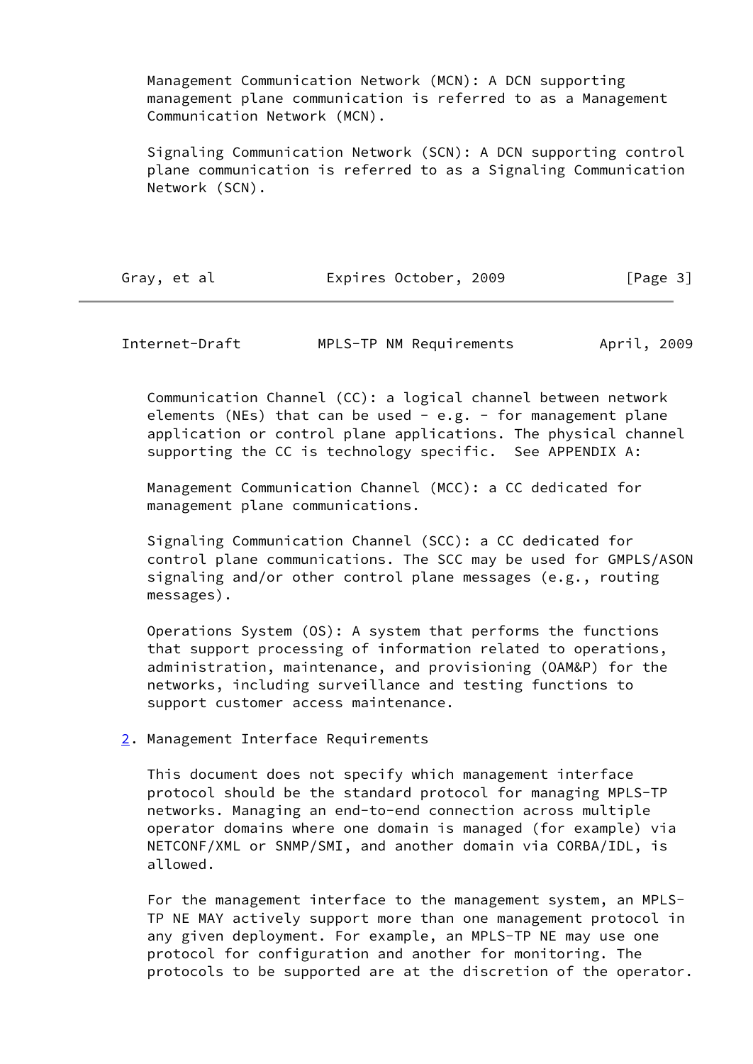Management Communication Network (MCN): A DCN supporting management plane communication is referred to as a Management Communication Network (MCN).

Signaling Communication Network (SCN): A DCN supporting control plane communication is referred to as a Signaling Communication Network (SCN).

Communication Channel (CC): a logical channel between network elements (NEs) that can be used - e.g. - for management plane application or control plane applications. The physical channel supporting the CC is technology specific. See APPENDIX A:

Management Communication Channel (MCC): a CC dedicated for management plane communications.

Signaling Communication Channel (SCC): a CC dedicated for control plane communications. The SCC may be used for GMPLS/ASON signaling and/or other control plane messages (e.g., routing messages).

Operations System (OS): A system that performs the functions that support processing of information related to operations, administration, maintenance, and provisioning (OAM&P) for the networks, including surveillance and testing functions to support customer access maintenance.

## 2. Management Interface Requirements

This document does not specify which management interface protocol should be the standard protocol for managing MPLS-TP networks. Managing an end-to-end connection across multiple operator domains where one domain is managed (for example) via NETCONF/XML or SNMP/SMI, and another domain via CORBA/IDL, is allowed.

For the management interface to the management system, an MPLS-TP NE MAY actively support more than one management protocol in any given deployment. For example, an MPLS-TP NE may use one protocol for configuration and another for monitoring. The protocols to be supported are at the discretion of the operator.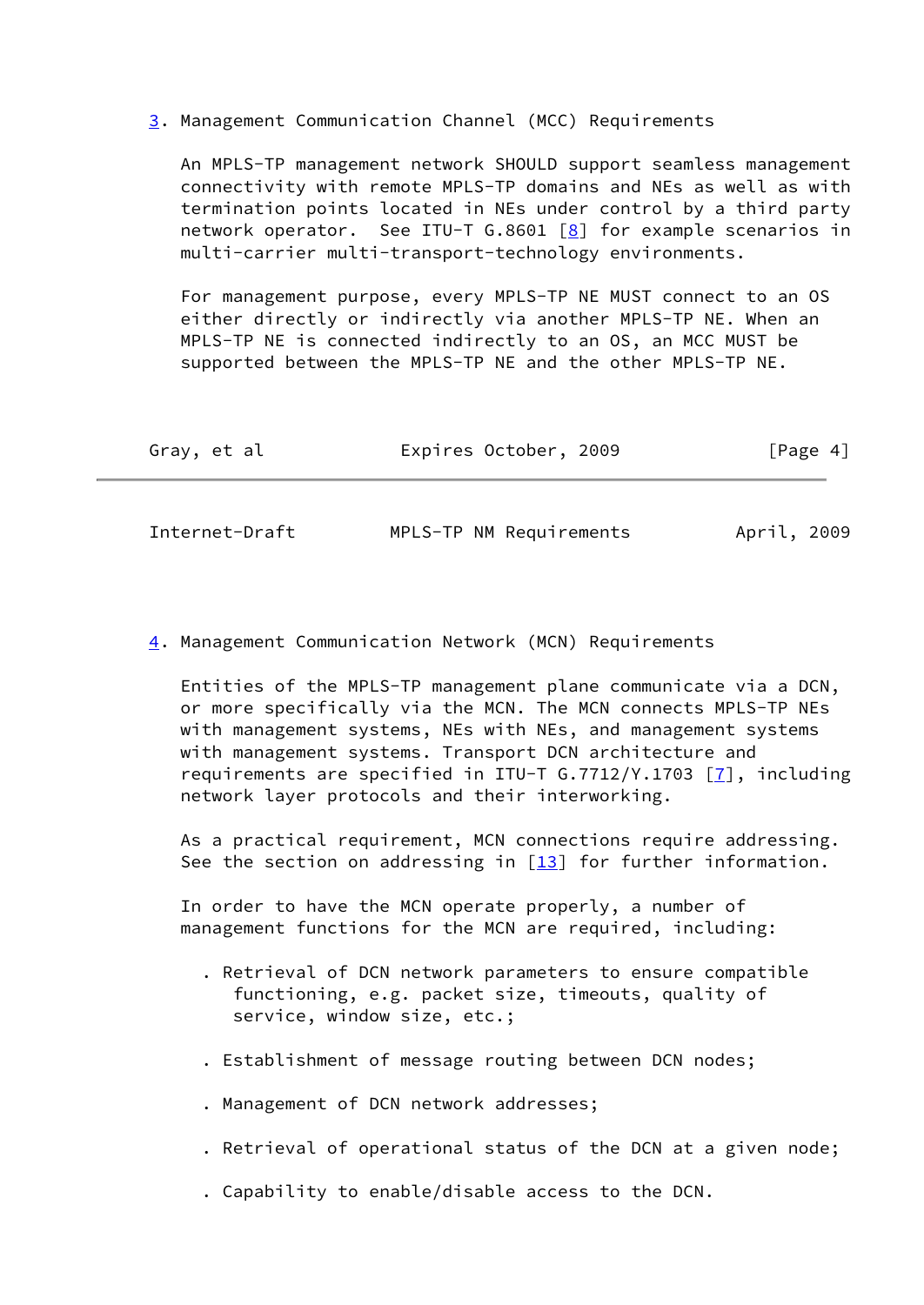## 3. Management Communication Channel (MCC) Requirements

An MPLS-TP management network SHOULD support seamless management connectivity with remote MPLS-TP domains and NEs as well as with termination points located in NEs under control by a third party network operator. See ITU-T G.8601 [8] for example scenarios in multi-carrier multi-transport-technology environments.

For management purpose, every MPLS-TP NE MUST connect to an OS either directly or indirectly via another MPLS-TP NE. When an MPLS-TP NE is connected indirectly to an OS, an MCC MUST be supported between the MPLS-TP NE and the other MPLS-TP NE.

## 4. Management Communication Network (MCN) Requirements

Entities of the MPLS-TP management plane communicate via a DCN, or more specifically via the MCN. The MCN connects MPLS-TP NEs with management systems, NEs with NEs, and management systems with management systems. Transport DCN architecture and requirements are specified in ITU-T G.7712/Y.1703 [7], including network layer protocols and their interworking.

As a practical requirement, MCN connections require addressing. See the section on addressing in [13] for further information.

In order to have the MCN operate properly, a number of management functions for the MCN are required, including:

- Retrieval of DCN network parameters to ensure compatible functioning, e.g. packet size, timeouts, quality of service, window size, etc.;
- Establishment of message routing between DCN nodes;
- Management of DCN network addresses;
- Retrieval of operational status of the DCN at a given node;
- Capability to enable/disable access to the DCN.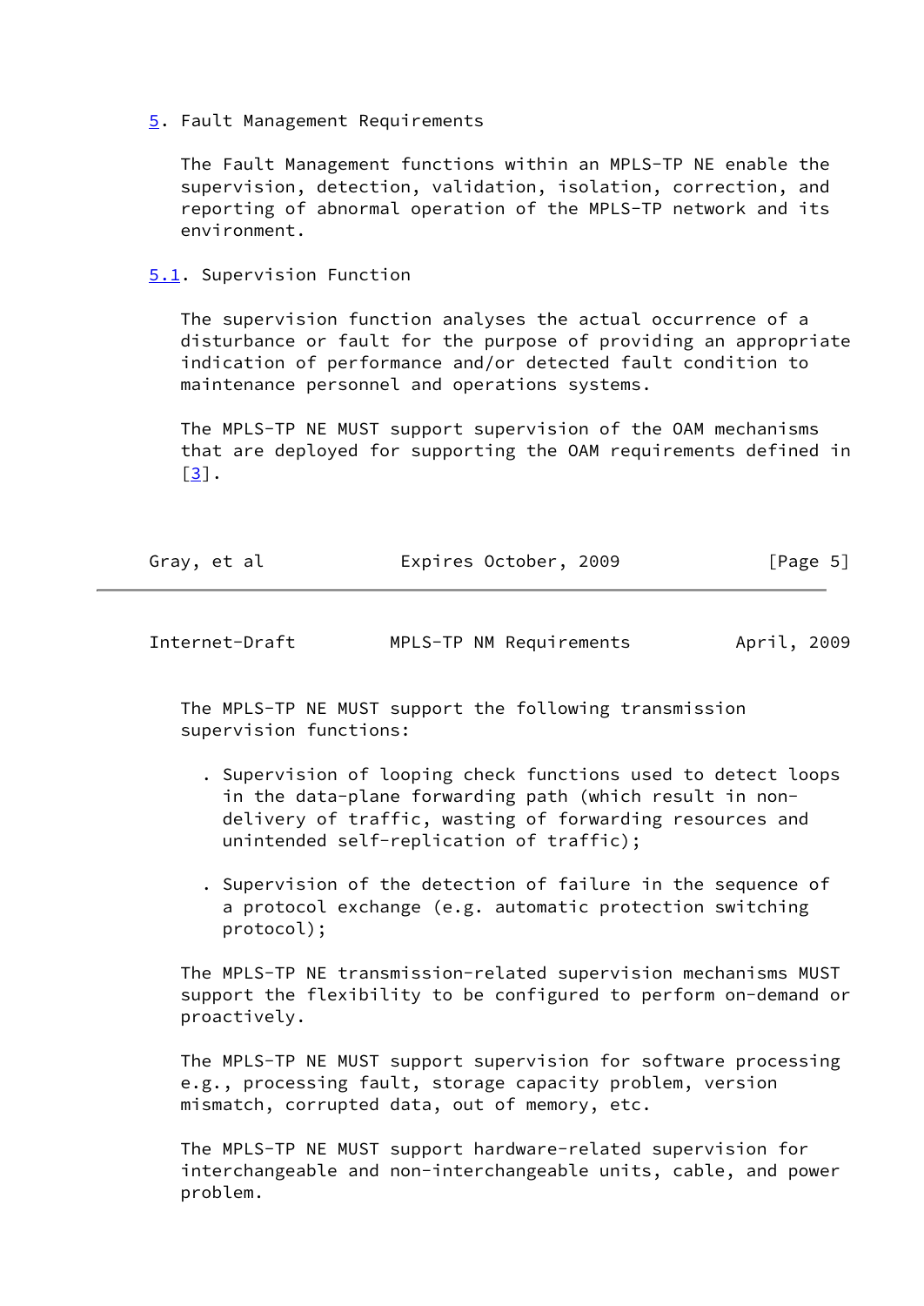## 5. Fault Management Requirements

The Fault Management functions within an MPLS-TP NE enable the supervision, detection, validation, isolation, correction, and reporting of abnormal operation of the MPLS-TP network and its environment.

### 5.1. Supervision Function

The supervision function analyses the actual occurrence of a disturbance or fault for the purpose of providing an appropriate indication of performance and/or detected fault condition to maintenance personnel and operations systems.

The MPLS-TP NE MUST support supervision of the OAM mechanisms that are deployed for supporting the OAM requirements defined in [3].

The MPLS-TP NE MUST support the following transmission supervision functions:

- Supervision of looping check functions used to detect loops in the data-plane forwarding path (which result in non-delivery of traffic, wasting of forwarding resources and unintended self-replication of traffic);

- Supervision of the detection of failure in the sequence of a protocol exchange (e.g. automatic protection switching protocol);

The MPLS-TP NE transmission-related supervision mechanisms MUST support the flexibility to be configured to perform on-demand or proactively.

The MPLS-TP NE MUST support supervision for software processing e.g., processing fault, storage capacity problem, version mismatch, corrupted data, out of memory, etc.

The MPLS-TP NE MUST support hardware-related supervision for interchangeable and non-interchangeable units, cable, and power problem.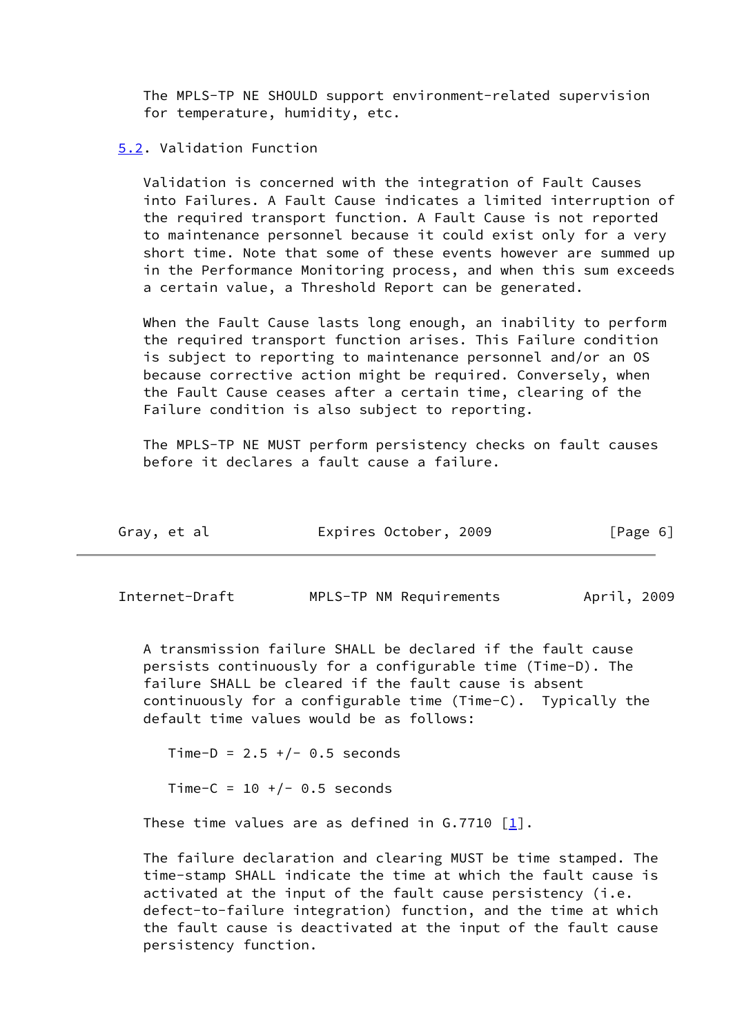The MPLS-TP NE SHOULD support environment-related supervision for temperature, humidity, etc.

## 5.2. Validation Function

Validation is concerned with the integration of Fault Causes into Failures. A Fault Cause indicates a limited interruption of the required transport function. A Fault Cause is not reported to maintenance personnel because it could exist only for a very short time. Note that some of these events however are summed up in the Performance Monitoring process, and when this sum exceeds a certain value, a Threshold Report can be generated.

When the Fault Cause lasts long enough, an inability to perform the required transport function arises. This Failure condition is subject to reporting to maintenance personnel and/or an OS because corrective action might be required. Conversely, when the Fault Cause ceases after a certain time, clearing of the Failure condition is also subject to reporting.

The MPLS-TP NE MUST perform persistency checks on fault causes before it declares a fault cause a failure.

A transmission failure SHALL be declared if the fault cause persists continuously for a configurable time (Time-D). The failure SHALL be cleared if the fault cause is absent continuously for a configurable time (Time-C). Typically the default time values would be as follows:

Time-D = 2.5 +/- 0.5 seconds

Time-C = 10 +/- 0.5 seconds

These time values are as defined in G.7710 [1].

The failure declaration and clearing MUST be time stamped. The time-stamp SHALL indicate the time at which the fault cause is activated at the input of the fault cause persistency (i.e. defect-to-failure integration) function, and the time at which the fault cause is deactivated at the input of the fault cause persistency function.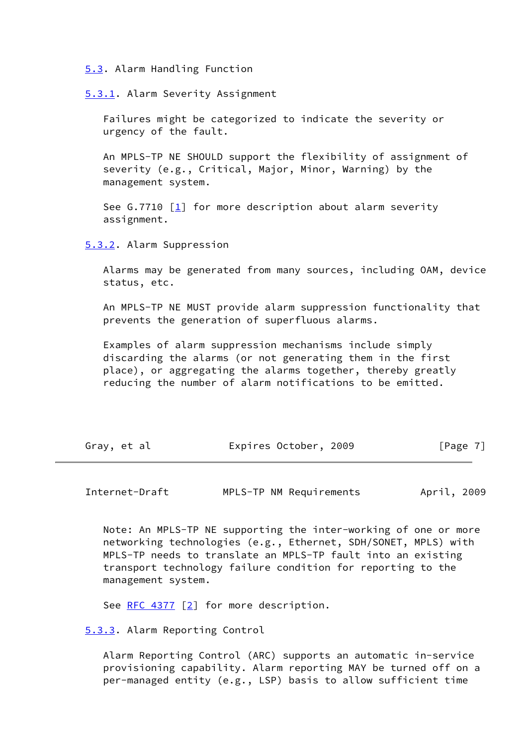### 5.3. Alarm Handling Function

#### 5.3.1. Alarm Severity Assignment

Failures might be categorized to indicate the severity or urgency of the fault.

An MPLS-TP NE SHOULD support the flexibility of assignment of severity (e.g., Critical, Major, Minor, Warning) by the management system.

See G.7710 [1] for more description about alarm severity assignment.

#### 5.3.2. Alarm Suppression

Alarms may be generated from many sources, including OAM, device status, etc.

An MPLS-TP NE MUST provide alarm suppression functionality that prevents the generation of superfluous alarms.

Examples of alarm suppression mechanisms include simply discarding the alarms (or not generating them in the first place), or aggregating the alarms together, thereby greatly reducing the number of alarm notifications to be emitted.

Note: An MPLS-TP NE supporting the inter-working of one or more networking technologies (e.g., Ethernet, SDH/SONET, MPLS) with MPLS-TP needs to translate an MPLS-TP fault into an existing transport technology failure condition for reporting to the management system.

See RFC 4377 [2] for more description.

#### 5.3.3. Alarm Reporting Control

Alarm Reporting Control (ARC) supports an automatic in-service provisioning capability. Alarm reporting MAY be turned off on a per-managed entity (e.g., LSP) basis to allow sufficient time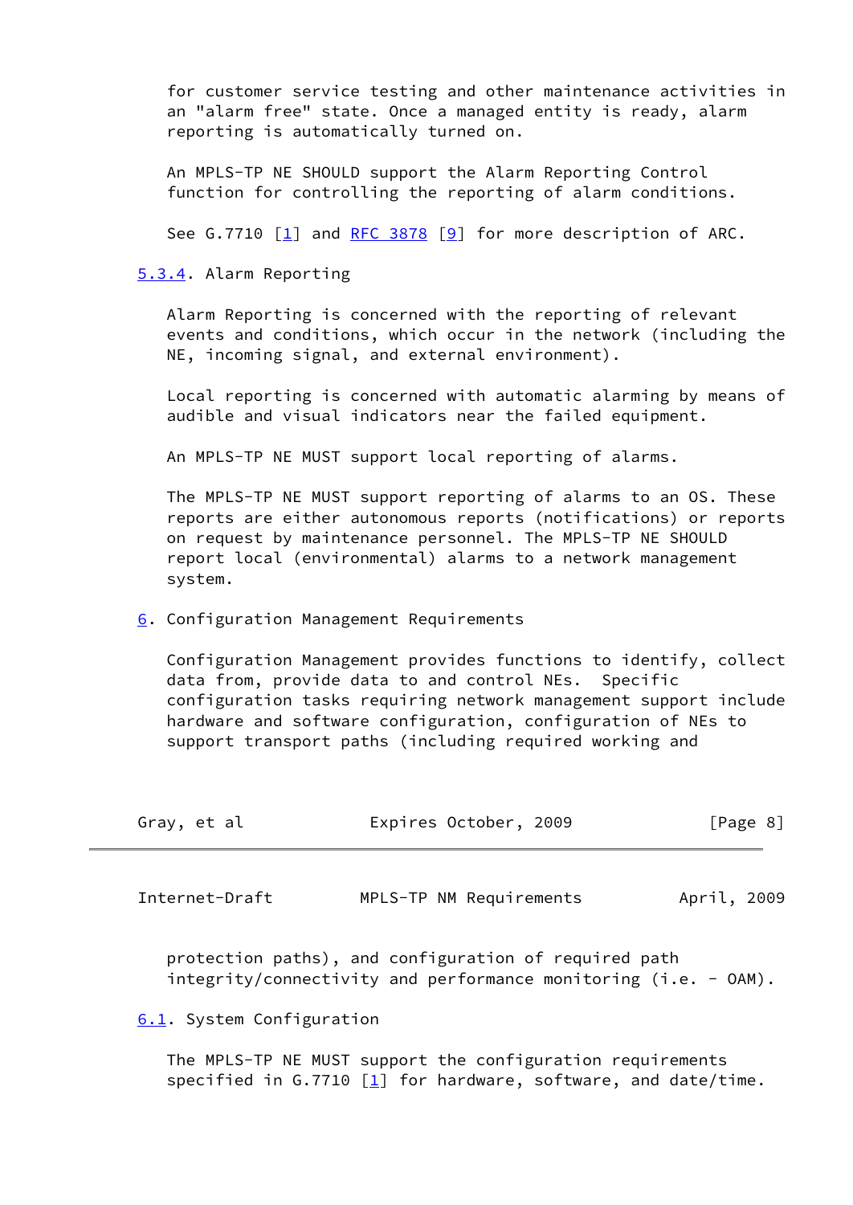for customer service testing and other maintenance activities in an "alarm free" state. Once a managed entity is ready, alarm reporting is automatically turned on.

An MPLS-TP NE SHOULD support the Alarm Reporting Control function for controlling the reporting of alarm conditions.

See G.7710 [1] and RFC 3878 [9] for more description of ARC.

### 5.3.4. Alarm Reporting

Alarm Reporting is concerned with the reporting of relevant events and conditions, which occur in the network (including the NE, incoming signal, and external environment).

Local reporting is concerned with automatic alarming by means of audible and visual indicators near the failed equipment.

An MPLS-TP NE MUST support local reporting of alarms.

The MPLS-TP NE MUST support reporting of alarms to an OS. These reports are either autonomous reports (notifications) or reports on request by maintenance personnel. The MPLS-TP NE SHOULD report local (environmental) alarms to a network management system.

# 6. Configuration Management Requirements

Configuration Management provides functions to identify, collect data from, provide data to and control NEs. Specific configuration tasks requiring network management support include hardware and software configuration, configuration of NEs to support transport paths (including required working and protection paths), and configuration of required path integrity/connectivity and performance monitoring (i.e. - OAM).

## 6.1. System Configuration

The MPLS-TP NE MUST support the configuration requirements specified in G.7710 [1] for hardware, software, and date/time.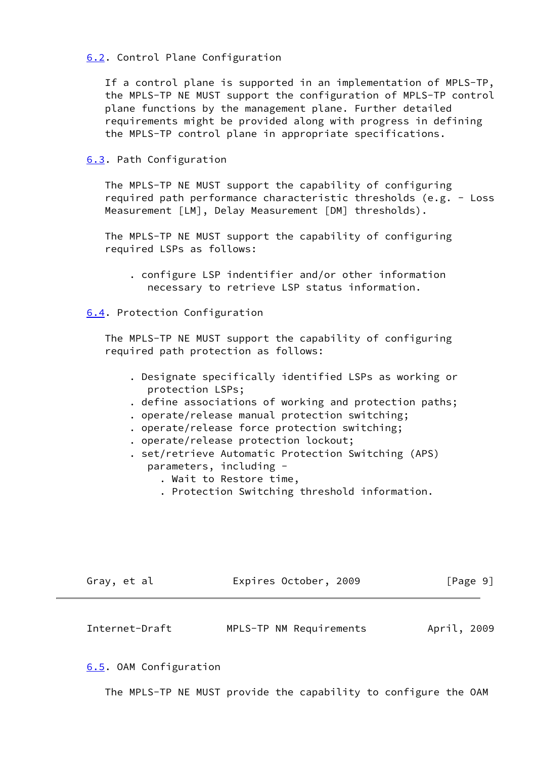## 6.2. Control Plane Configuration

If a control plane is supported in an implementation of MPLS-TP, the MPLS-TP NE MUST support the configuration of MPLS-TP control plane functions by the management plane. Further detailed requirements might be provided along with progress in defining the MPLS-TP control plane in appropriate specifications.

## 6.3. Path Configuration

The MPLS-TP NE MUST support the capability of configuring required path performance characteristic thresholds (e.g. - Loss Measurement [LM], Delay Measurement [DM] thresholds).

The MPLS-TP NE MUST support the capability of configuring required LSPs as follows:

- configure LSP indentifier and/or other information necessary to retrieve LSP status information.

## 6.4. Protection Configuration

The MPLS-TP NE MUST support the capability of configuring required path protection as follows:

- Designate specifically identified LSPs as working or protection LSPs;
- define associations of working and protection paths;
- operate/release manual protection switching;
- operate/release force protection switching;
- operate/release protection lockout;
- set/retrieve Automatic Protection Switching (APS) parameters, including -
  - Wait to Restore time,
  - Protection Switching threshold information.

## 6.5. OAM Configuration

The MPLS-TP NE MUST provide the capability to configure the OAM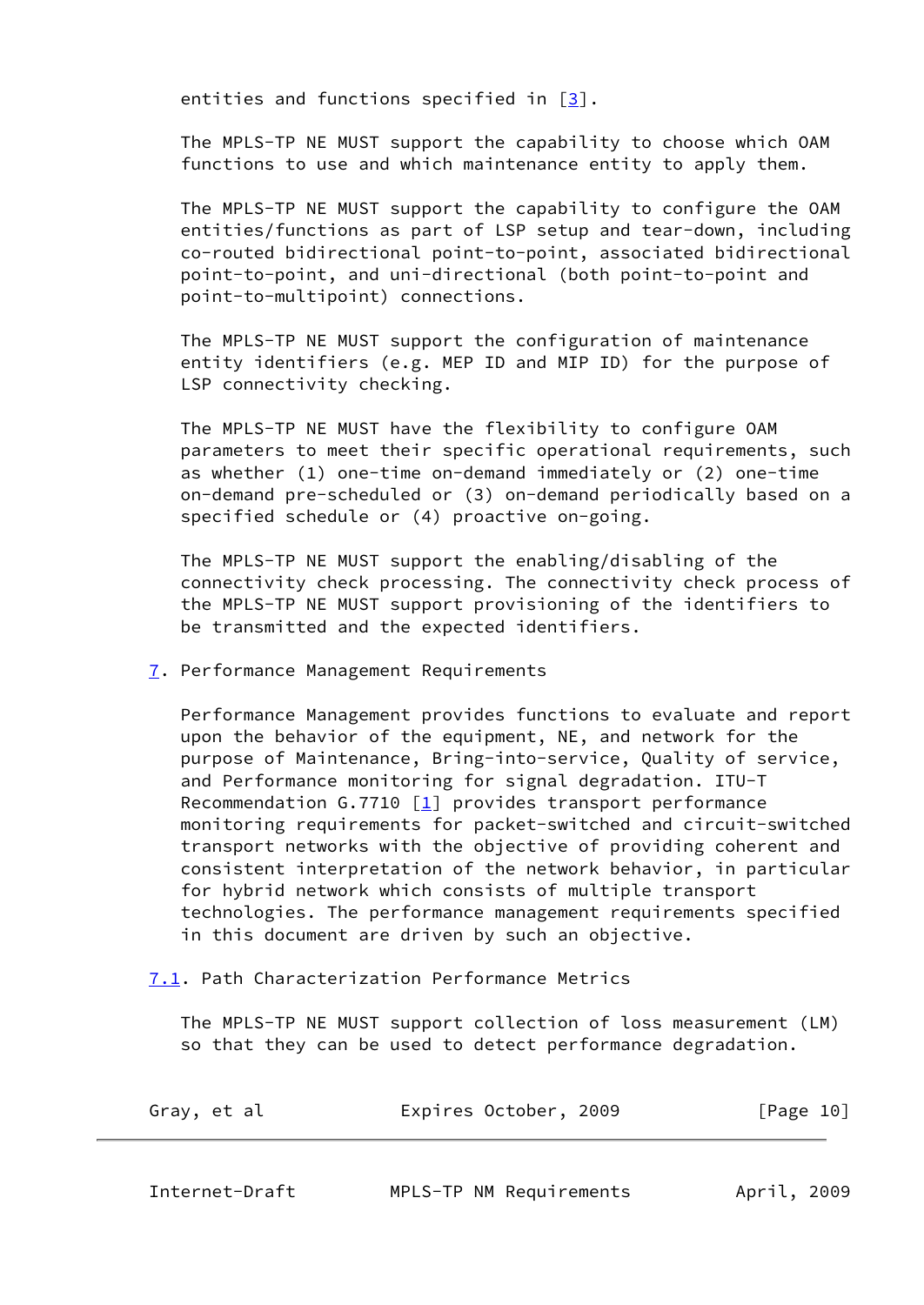entities and functions specified in [3].

The MPLS-TP NE MUST support the capability to choose which OAM functions to use and which maintenance entity to apply them.

The MPLS-TP NE MUST support the capability to configure the OAM entities/functions as part of LSP setup and tear-down, including co-routed bidirectional point-to-point, associated bidirectional point-to-point, and uni-directional (both point-to-point and point-to-multipoint) connections.

The MPLS-TP NE MUST support the configuration of maintenance entity identifiers (e.g. MEP ID and MIP ID) for the purpose of LSP connectivity checking.

The MPLS-TP NE MUST have the flexibility to configure OAM parameters to meet their specific operational requirements, such as whether (1) one-time on-demand immediately or (2) one-time on-demand pre-scheduled or (3) on-demand periodically based on a specified schedule or (4) proactive on-going.

The MPLS-TP NE MUST support the enabling/disabling of the connectivity check processing. The connectivity check process of the MPLS-TP NE MUST support provisioning of the identifiers to be transmitted and the expected identifiers.

## 7. Performance Management Requirements

Performance Management provides functions to evaluate and report upon the behavior of the equipment, NE, and network for the purpose of Maintenance, Bring-into-service, Quality of service, and Performance monitoring for signal degradation. ITU-T Recommendation G.7710 [1] provides transport performance monitoring requirements for packet-switched and circuit-switched transport networks with the objective of providing coherent and consistent interpretation of the network behavior, in particular for hybrid network which consists of multiple transport technologies. The performance management requirements specified in this document are driven by such an objective.

### 7.1. Path Characterization Performance Metrics

The MPLS-TP NE MUST support collection of loss measurement (LM) so that they can be used to detect performance degradation.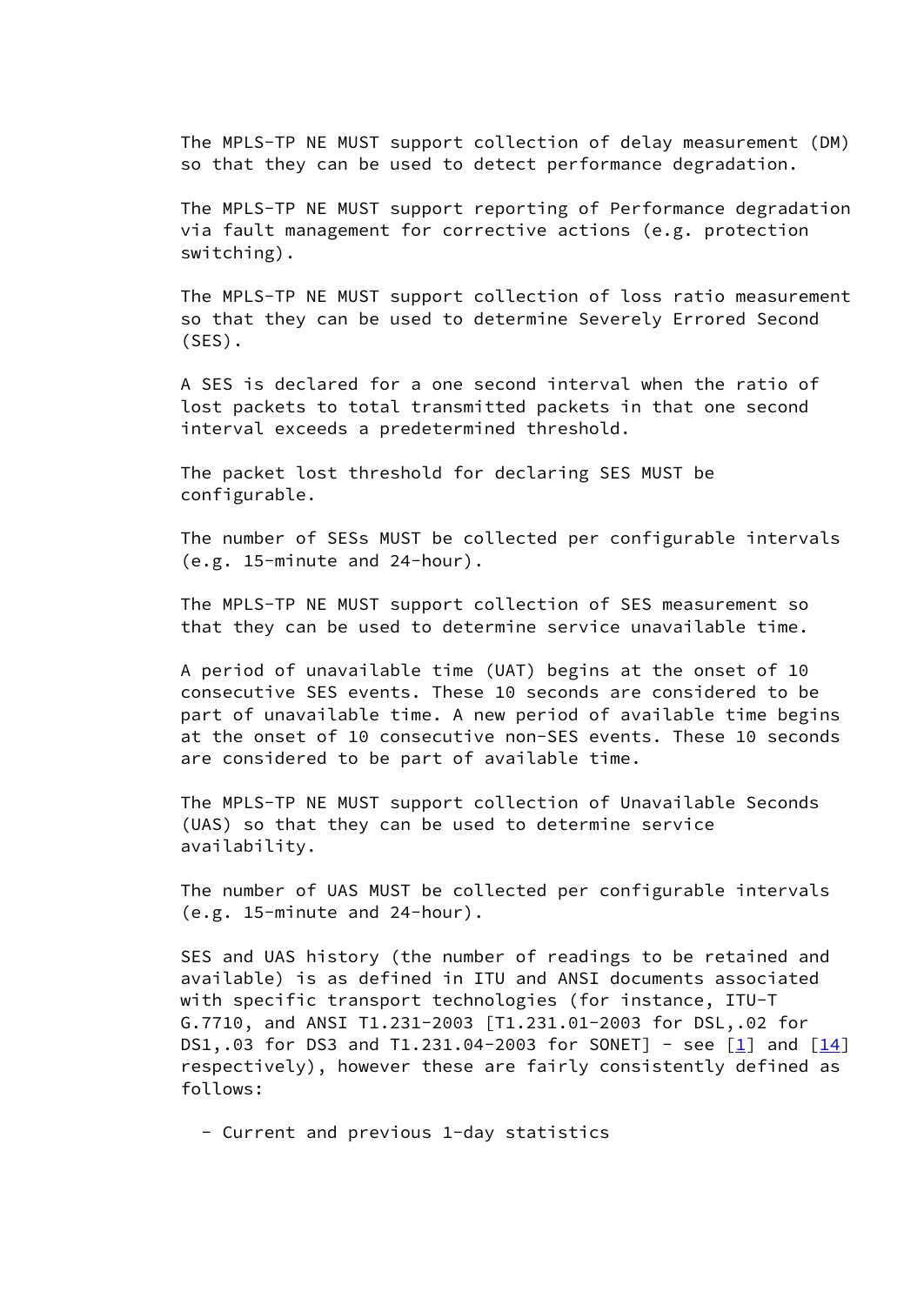The MPLS-TP NE MUST support collection of delay measurement (DM) so that they can be used to detect performance degradation.

The MPLS-TP NE MUST support reporting of Performance degradation via fault management for corrective actions (e.g. protection switching).

The MPLS-TP NE MUST support collection of loss ratio measurement so that they can be used to determine Severely Errored Second (SES).

A SES is declared for a one second interval when the ratio of lost packets to total transmitted packets in that one second interval exceeds a predetermined threshold.

The packet lost threshold for declaring SES MUST be configurable.

The number of SESs MUST be collected per configurable intervals (e.g. 15-minute and 24-hour).

The MPLS-TP NE MUST support collection of SES measurement so that they can be used to determine service unavailable time.

A period of unavailable time (UAT) begins at the onset of 10 consecutive SES events. These 10 seconds are considered to be part of unavailable time. A new period of available time begins at the onset of 10 consecutive non-SES events. These 10 seconds are considered to be part of available time.

The MPLS-TP NE MUST support collection of Unavailable Seconds (UAS) so that they can be used to determine service availability.

The number of UAS MUST be collected per configurable intervals (e.g. 15-minute and 24-hour).

SES and UAS history (the number of readings to be retained and available) is as defined in ITU and ANSI documents associated with specific transport technologies (for instance, ITU-T G.7710, and ANSI T1.231-2003 [T1.231.01-2003 for DSL,.02 for DS1,.03 for DS3 and T1.231.04-2003 for SONET] - see [1] and [14] respectively), however these are fairly consistently defined as follows:

- Current and previous 1-day statistics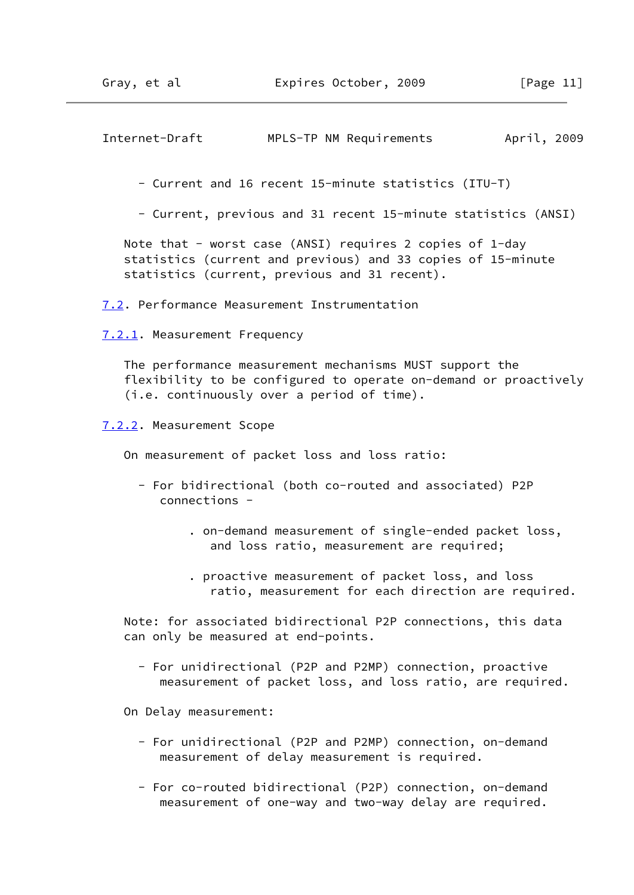- Current and 16 recent 15-minute statistics (ITU-T)

- Current, previous and 31 recent 15-minute statistics (ANSI)

Note that - worst case (ANSI) requires 2 copies of 1-day statistics (current and previous) and 33 copies of 15-minute statistics (current, previous and 31 recent).

### 7.2. Performance Measurement Instrumentation

#### 7.2.1. Measurement Frequency

The performance measurement mechanisms MUST support the flexibility to be configured to operate on-demand or proactively (i.e. continuously over a period of time).

#### 7.2.2. Measurement Scope

On measurement of packet loss and loss ratio:

- For bidirectional (both co-routed and associated) P2P connections -

  . on-demand measurement of single-ended packet loss, and loss ratio, measurement are required;

  . proactive measurement of packet loss, and loss ratio, measurement for each direction are required.

Note: for associated bidirectional P2P connections, this data can only be measured at end-points.

- For unidirectional (P2P and P2MP) connection, proactive measurement of packet loss, and loss ratio, are required.

On Delay measurement:

- For unidirectional (P2P and P2MP) connection, on-demand measurement of delay measurement is required.

- For co-routed bidirectional (P2P) connection, on-demand measurement of one-way and two-way delay are required.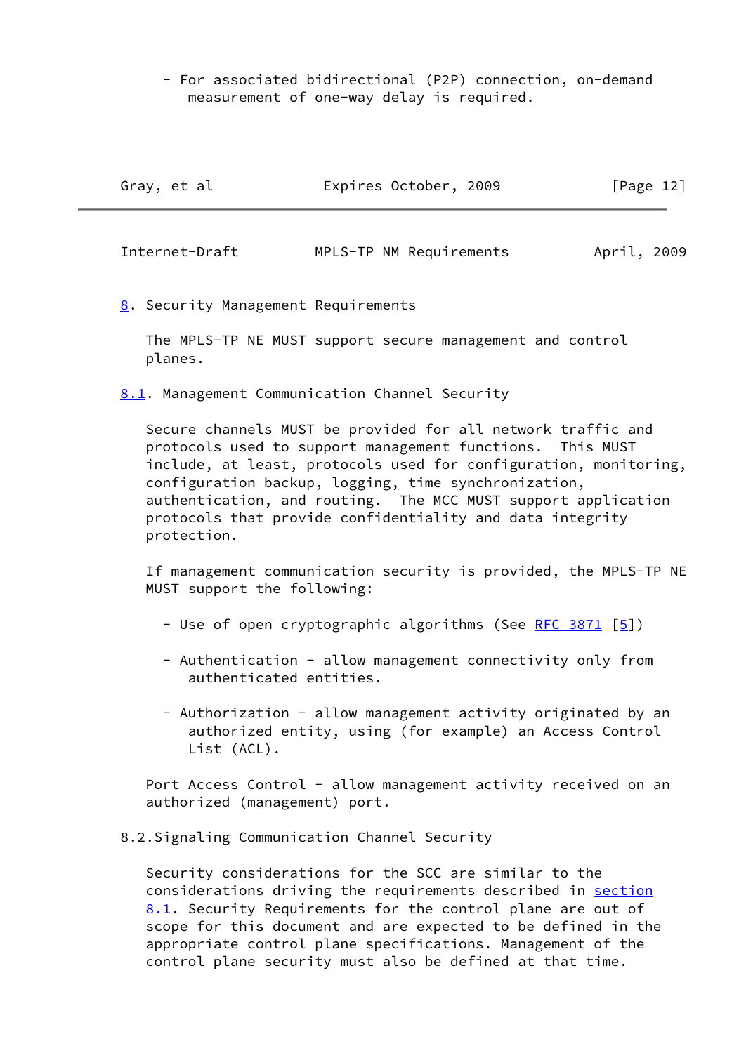- For associated bidirectional (P2P) connection, on-demand measurement of one-way delay is required.

## 8. Security Management Requirements

The MPLS-TP NE MUST support secure management and control planes.

### 8.1. Management Communication Channel Security

Secure channels MUST be provided for all network traffic and protocols used to support management functions. This MUST include, at least, protocols used for configuration, monitoring, configuration backup, logging, time synchronization, authentication, and routing. The MCC MUST support application protocols that provide confidentiality and data integrity protection.

If management communication security is provided, the MPLS-TP NE MUST support the following:

- Use of open cryptographic algorithms (See RFC 3871 [5])

- Authentication - allow management connectivity only from authenticated entities.

- Authorization - allow management activity originated by an authorized entity, using (for example) an Access Control List (ACL).

Port Access Control - allow management activity received on an authorized (management) port.

### 8.2. Signaling Communication Channel Security

Security considerations for the SCC are similar to the considerations driving the requirements described in section 8.1. Security Requirements for the control plane are out of scope for this document and are expected to be defined in the appropriate control plane specifications. Management of the control plane security must also be defined at that time.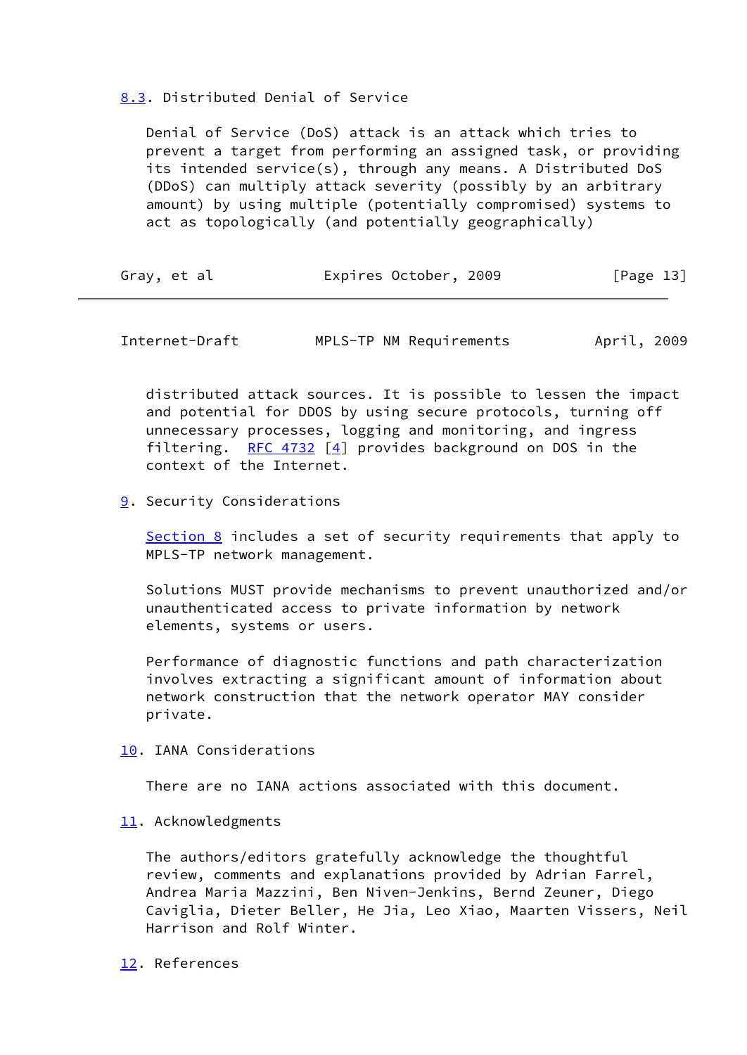## 8.3. Distributed Denial of Service

Denial of Service (DoS) attack is an attack which tries to prevent a target from performing an assigned task, or providing its intended service(s), through any means. A Distributed DoS (DDoS) can multiply attack severity (possibly by an arbitrary amount) by using multiple (potentially compromised) systems to act as topologically (and potentially geographically) distributed attack sources. It is possible to lessen the impact and potential for DDOS by using secure protocols, turning off unnecessary processes, logging and monitoring, and ingress filtering. RFC 4732 [4] provides background on DOS in the context of the Internet.

# 9. Security Considerations

Section 8 includes a set of security requirements that apply to MPLS-TP network management.

Solutions MUST provide mechanisms to prevent unauthorized and/or unauthenticated access to private information by network elements, systems or users.

Performance of diagnostic functions and path characterization involves extracting a significant amount of information about network construction that the network operator MAY consider private.

# 10. IANA Considerations

There are no IANA actions associated with this document.

# 11. Acknowledgments

The authors/editors gratefully acknowledge the thoughtful review, comments and explanations provided by Adrian Farrel, Andrea Maria Mazzini, Ben Niven-Jenkins, Bernd Zeuner, Diego Caviglia, Dieter Beller, He Jia, Leo Xiao, Maarten Vissers, Neil Harrison and Rolf Winter.

# 12. References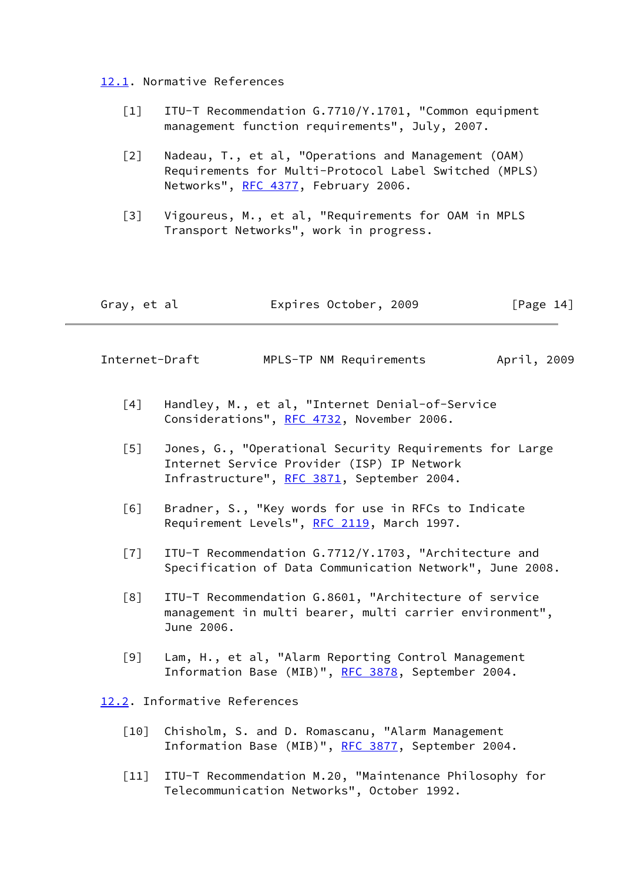### 12.1. Normative References

[1] ITU-T Recommendation G.7710/Y.1701, "Common equipment management function requirements", July, 2007.

[2] Nadeau, T., et al, "Operations and Management (OAM) Requirements for Multi-Protocol Label Switched (MPLS) Networks", RFC 4377, February 2006.

[3] Vigoureus, M., et al, "Requirements for OAM in MPLS Transport Networks", work in progress.

[4] Handley, M., et al, "Internet Denial-of-Service Considerations", RFC 4732, November 2006.

[5] Jones, G., "Operational Security Requirements for Large Internet Service Provider (ISP) IP Network Infrastructure", RFC 3871, September 2004.

[6] Bradner, S., "Key words for use in RFCs to Indicate Requirement Levels", RFC 2119, March 1997.

[7] ITU-T Recommendation G.7712/Y.1703, "Architecture and Specification of Data Communication Network", June 2008.

[8] ITU-T Recommendation G.8601, "Architecture of service management in multi bearer, multi carrier environment", June 2006.

[9] Lam, H., et al, "Alarm Reporting Control Management Information Base (MIB)", RFC 3878, September 2004.

### 12.2. Informative References

[10] Chisholm, S. and D. Romascanu, "Alarm Management Information Base (MIB)", RFC 3877, September 2004.

[11] ITU-T Recommendation M.20, "Maintenance Philosophy for Telecommunication Networks", October 1992.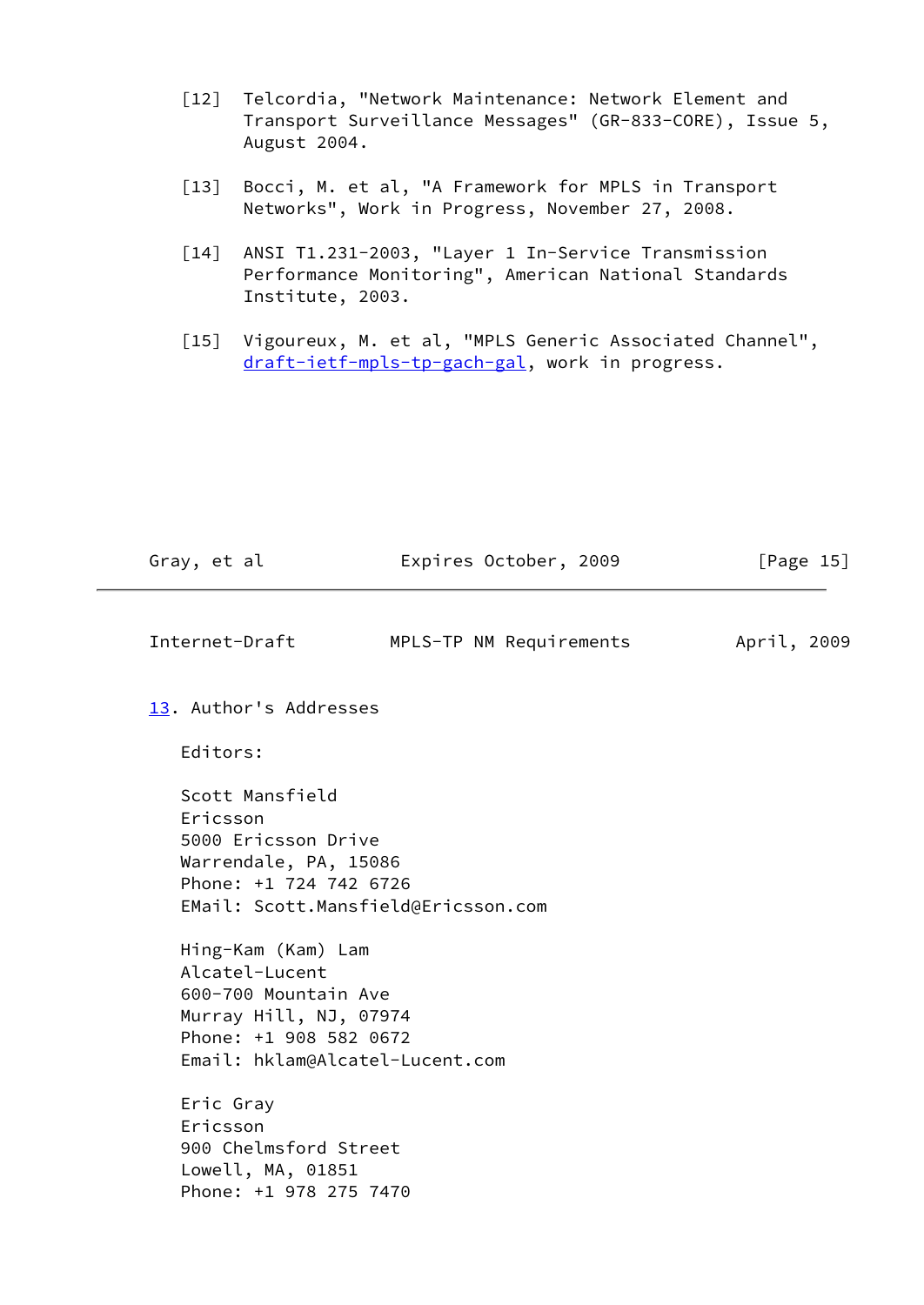[12] Telcordia, "Network Maintenance: Network Element and Transport Surveillance Messages" (GR-833-CORE), Issue 5, August 2004.

[13] Bocci, M. et al, "A Framework for MPLS in Transport Networks", Work in Progress, November 27, 2008.

[14] ANSI T1.231-2003, "Layer 1 In-Service Transmission Performance Monitoring", American National Standards Institute, 2003.

[15] Vigoureux, M. et al, "MPLS Generic Associated Channel", draft-ietf-mpls-tp-gach-gal, work in progress.

## 13. Author's Addresses

Editors:

Scott Mansfield
Ericsson
5000 Ericsson Drive
Warrendale, PA, 15086
Phone: +1 724 742 6726
EMail: Scott.Mansfield@Ericsson.com

Hing-Kam (Kam) Lam
Alcatel-Lucent
600-700 Mountain Ave
Murray Hill, NJ, 07974
Phone: +1 908 582 0672
Email: hklam@Alcatel-Lucent.com

Eric Gray
Ericsson
900 Chelmsford Street
Lowell, MA, 01851
Phone: +1 978 275 7470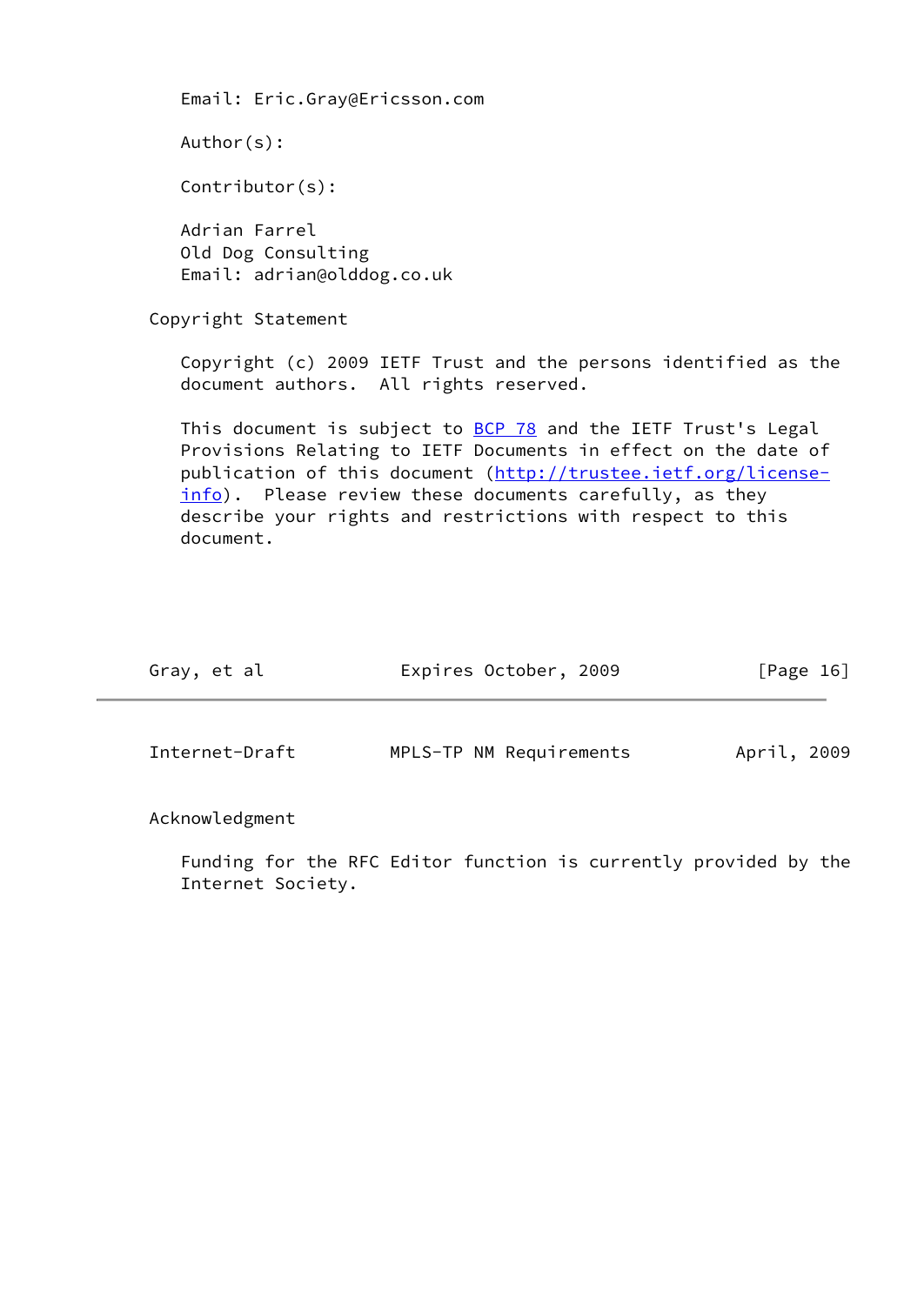Email: Eric.Gray@Ericsson.com

Author(s):

Contributor(s):

Adrian Farrel
Old Dog Consulting
Email: adrian@olddog.co.uk

## Copyright Statement

Copyright (c) 2009 IETF Trust and the persons identified as the document authors. All rights reserved.

This document is subject to BCP 78 and the IETF Trust's Legal Provisions Relating to IETF Documents in effect on the date of publication of this document (http://trustee.ietf.org/license-info). Please review these documents carefully, as they describe your rights and restrictions with respect to this document.

## Acknowledgment

Funding for the RFC Editor function is currently provided by the Internet Society.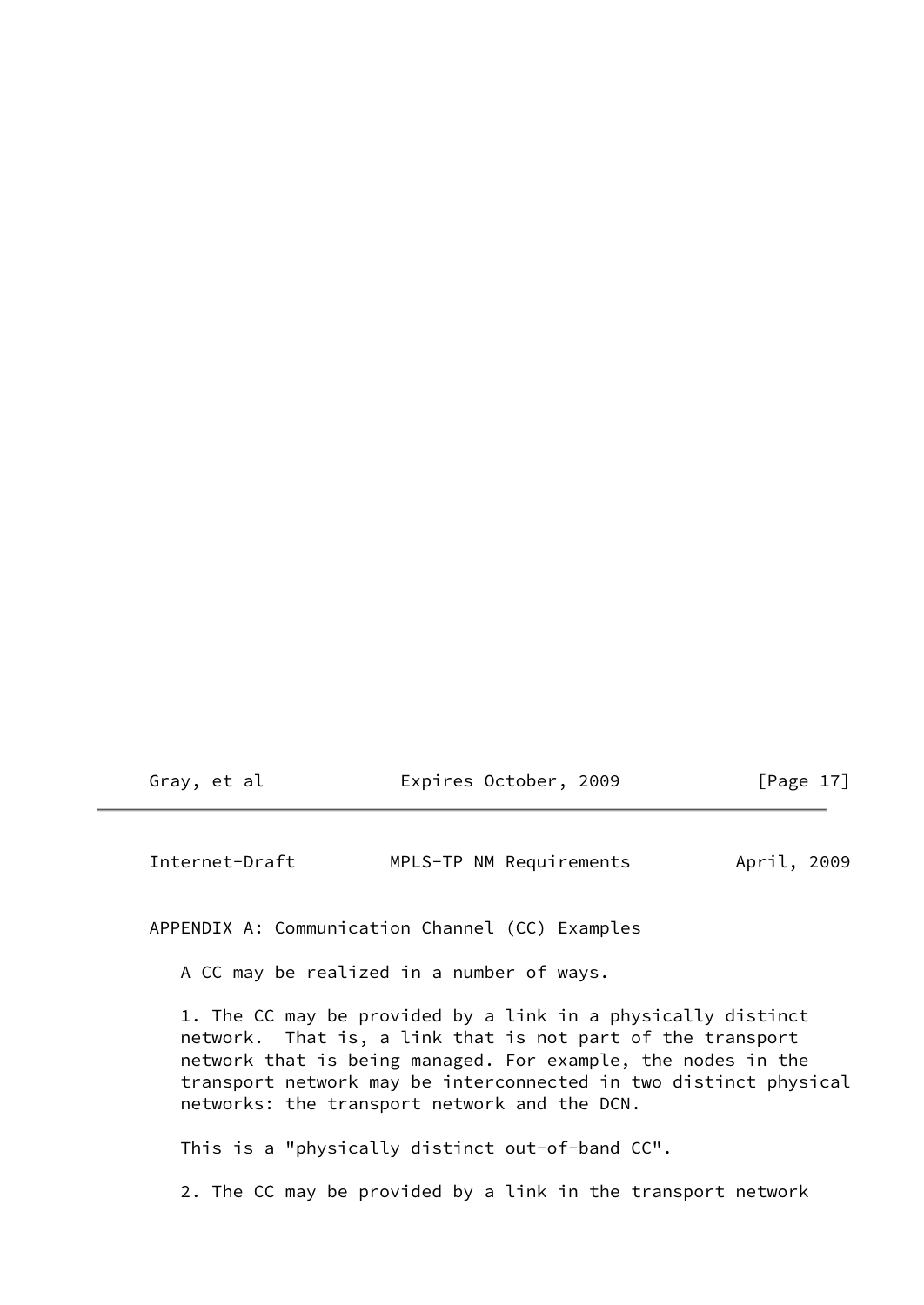## APPENDIX A: Communication Channel (CC) Examples

A CC may be realized in a number of ways.

1. The CC may be provided by a link in a physically distinct network. That is, a link that is not part of the transport network that is being managed. For example, the nodes in the transport network may be interconnected in two distinct physical networks: the transport network and the DCN.

   This is a "physically distinct out-of-band CC".

2. The CC may be provided by a link in the transport network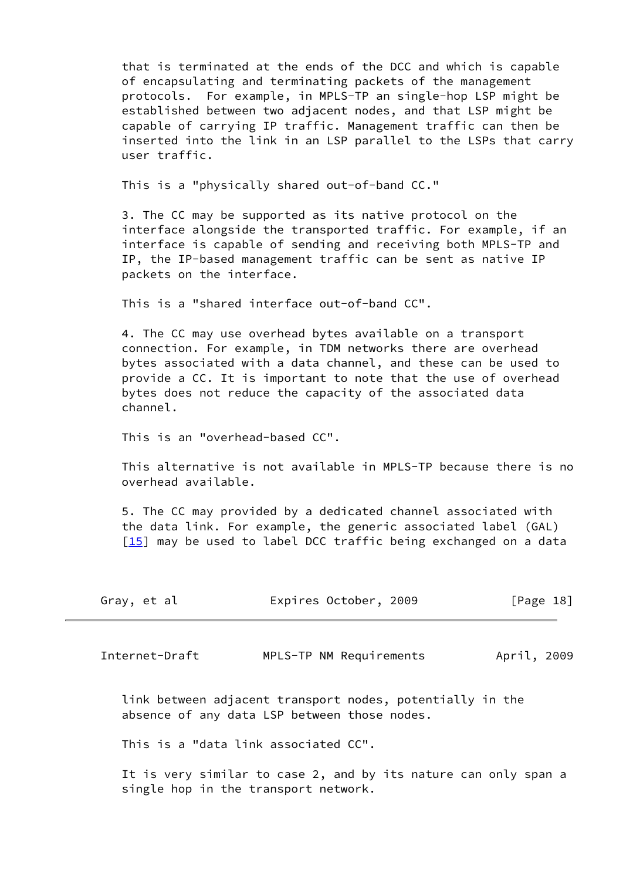that is terminated at the ends of the DCC and which is capable of encapsulating and terminating packets of the management protocols. For example, in MPLS-TP an single-hop LSP might be established between two adjacent nodes, and that LSP might be capable of carrying IP traffic. Management traffic can then be inserted into the link in an LSP parallel to the LSPs that carry user traffic.

This is a "physically shared out-of-band CC."

3. The CC may be supported as its native protocol on the interface alongside the transported traffic. For example, if an interface is capable of sending and receiving both MPLS-TP and IP, the IP-based management traffic can be sent as native IP packets on the interface.

This is a "shared interface out-of-band CC".

4. The CC may use overhead bytes available on a transport connection. For example, in TDM networks there are overhead bytes associated with a data channel, and these can be used to provide a CC. It is important to note that the use of overhead bytes does not reduce the capacity of the associated data channel.

This is an "overhead-based CC".

This alternative is not available in MPLS-TP because there is no overhead available.

5. The CC may provided by a dedicated channel associated with the data link. For example, the generic associated label (GAL) [15] may be used to label DCC traffic being exchanged on a data link between adjacent transport nodes, potentially in the absence of any data LSP between those nodes.

This is a "data link associated CC".

It is very similar to case 2, and by its nature can only span a single hop in the transport network.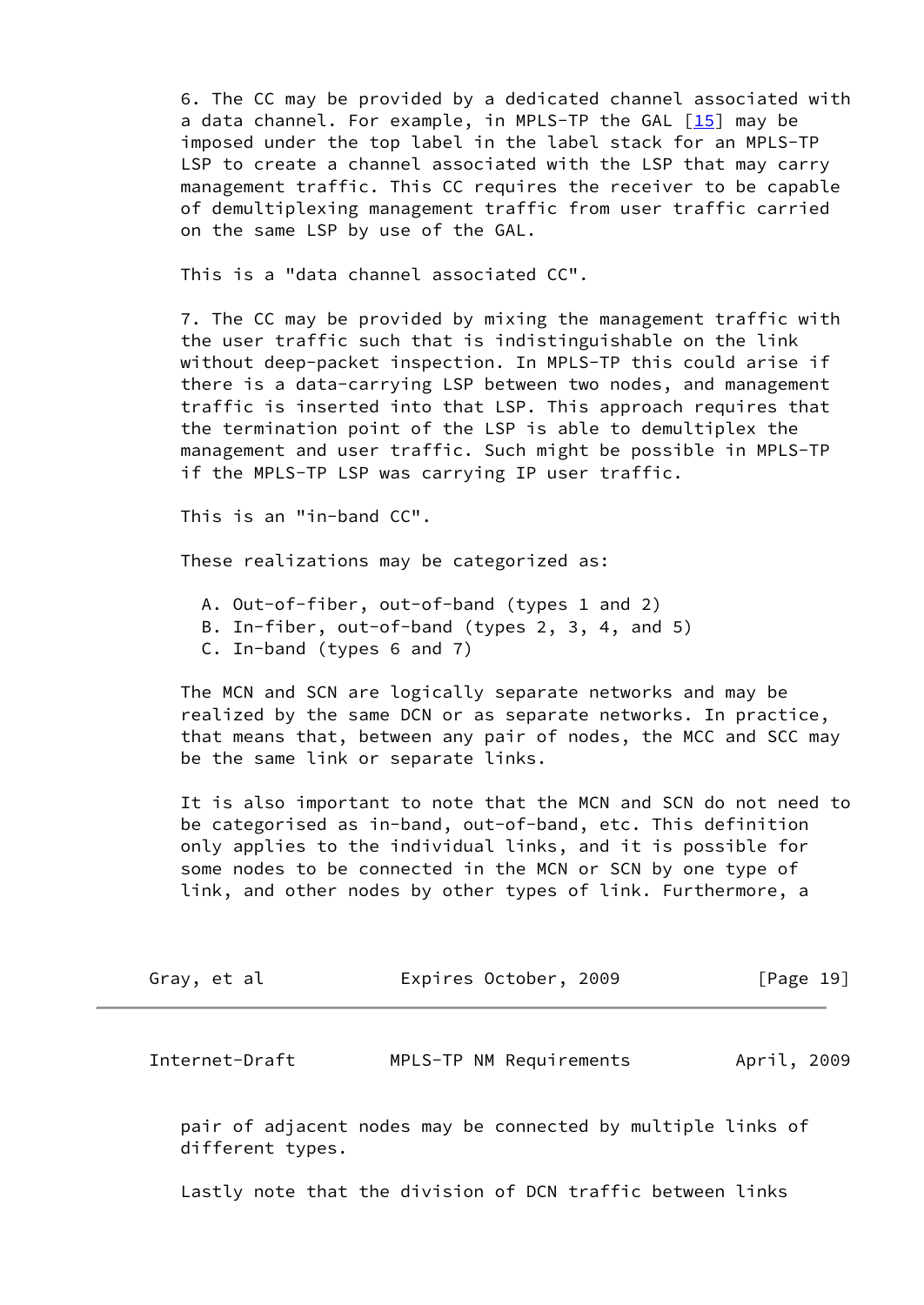6. The CC may be provided by a dedicated channel associated with a data channel. For example, in MPLS-TP the GAL [15] may be imposed under the top label in the label stack for an MPLS-TP LSP to create a channel associated with the LSP that may carry management traffic. This CC requires the receiver to be capable of demultiplexing management traffic from user traffic carried on the same LSP by use of the GAL.

This is a "data channel associated CC".

7. The CC may be provided by mixing the management traffic with the user traffic such that is indistinguishable on the link without deep-packet inspection. In MPLS-TP this could arise if there is a data-carrying LSP between two nodes, and management traffic is inserted into that LSP. This approach requires that the termination point of the LSP is able to demultiplex the management and user traffic. Such might be possible in MPLS-TP if the MPLS-TP LSP was carrying IP user traffic.

This is an "in-band CC".

These realizations may be categorized as:

A. Out-of-fiber, out-of-band (types 1 and 2)
B. In-fiber, out-of-band (types 2, 3, 4, and 5)
C. In-band (types 6 and 7)

The MCN and SCN are logically separate networks and may be realized by the same DCN or as separate networks. In practice, that means that, between any pair of nodes, the MCC and SCC may be the same link or separate links.

It is also important to note that the MCN and SCN do not need to be categorised as in-band, out-of-band, etc. This definition only applies to the individual links, and it is possible for some nodes to be connected in the MCN or SCN by one type of link, and other nodes by other types of link. Furthermore, a pair of adjacent nodes may be connected by multiple links of different types.

Lastly note that the division of DCN traffic between links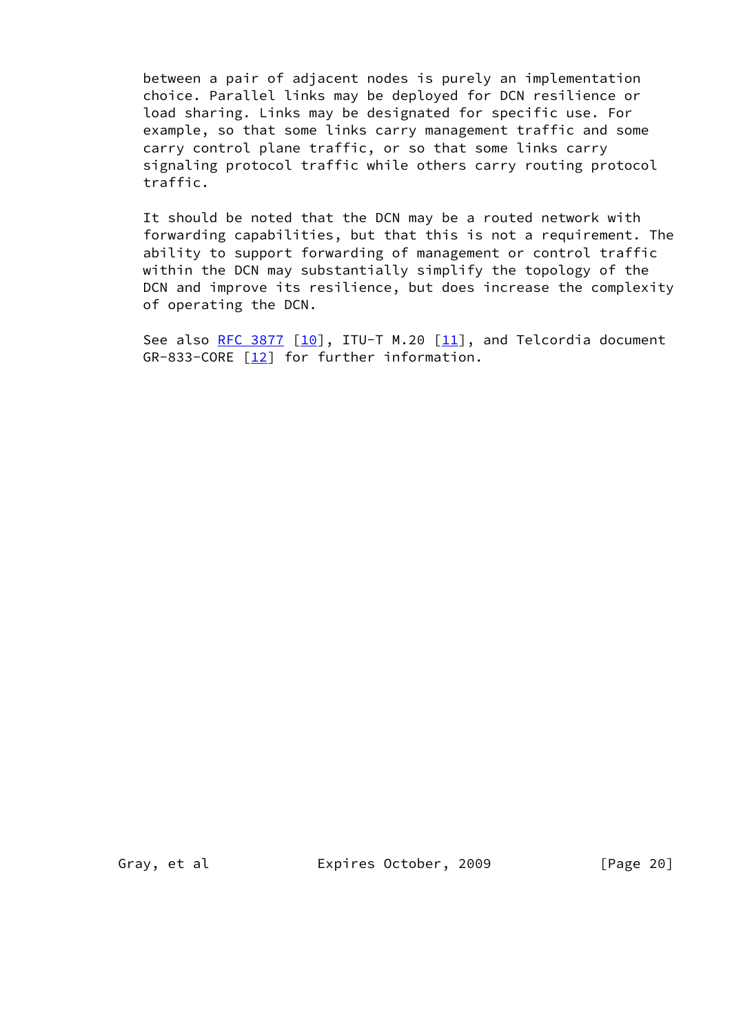between a pair of adjacent nodes is purely an implementation choice. Parallel links may be deployed for DCN resilience or load sharing. Links may be designated for specific use. For example, so that some links carry management traffic and some carry control plane traffic, or so that some links carry signaling protocol traffic while others carry routing protocol traffic.

It should be noted that the DCN may be a routed network with forwarding capabilities, but that this is not a requirement. The ability to support forwarding of management or control traffic within the DCN may substantially simplify the topology of the DCN and improve its resilience, but does increase the complexity of operating the DCN.

See also RFC 3877 [10], ITU-T M.20 [11], and Telcordia document GR-833-CORE [12] for further information.